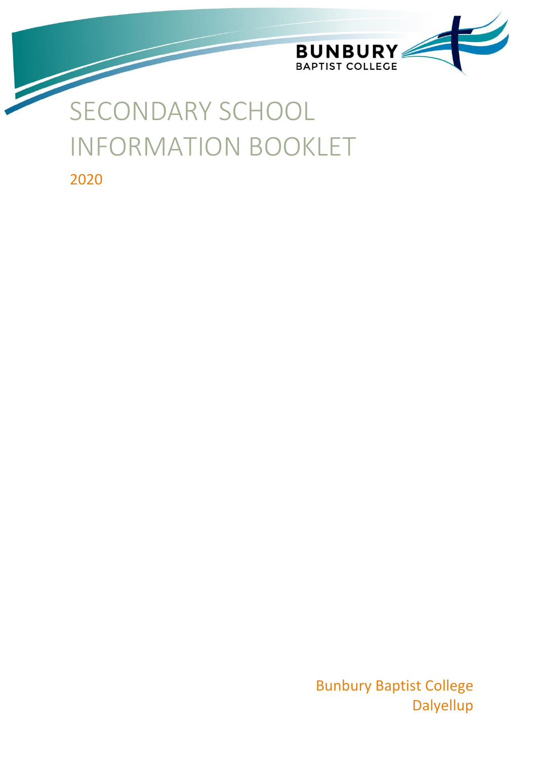BUNBURY
BAPTIST COLLEGE

# SECONDARY SCHOOL INFORMATION BOOKLET

2020

Bunbury Baptist College
Dalyellup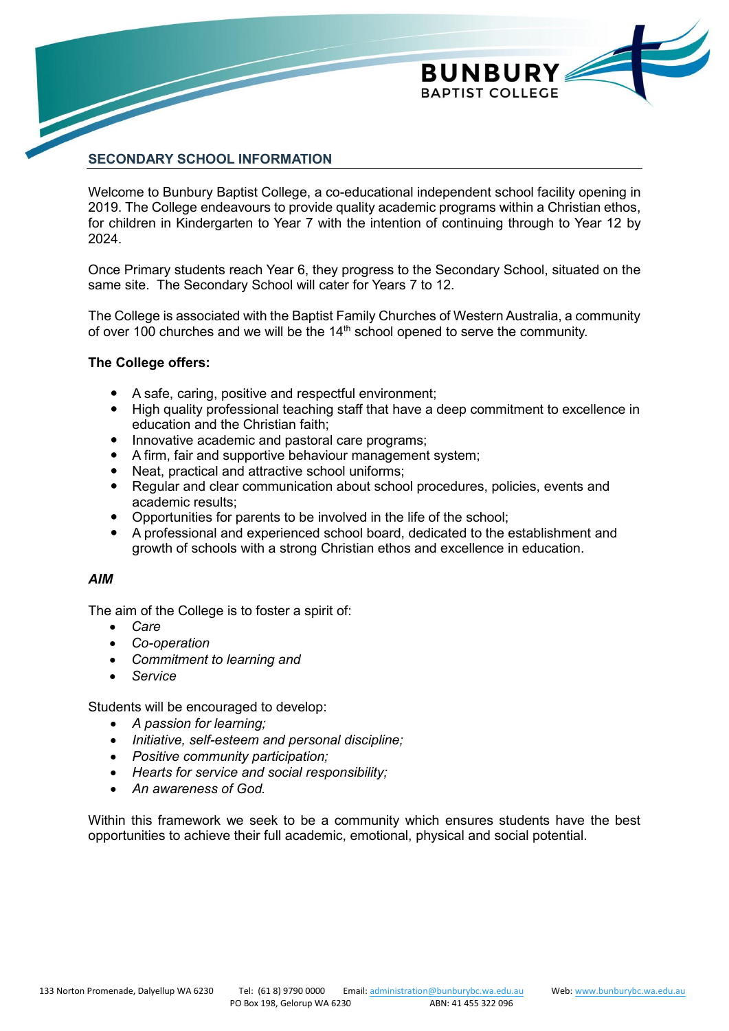## SECONDARY SCHOOL INFORMATION

Welcome to Bunbury Baptist College, a co-educational independent school facility opening in 2019. The College endeavours to provide quality academic programs within a Christian ethos, for children in Kindergarten to Year 7 with the intention of continuing through to Year 12 by 2024.

Once Primary students reach Year 6, they progress to the Secondary School, situated on the same site. The Secondary School will cater for Years 7 to 12.

The College is associated with the Baptist Family Churches of Western Australia, a community of over 100 churches and we will be the 14th school opened to serve the community.

**The College offers:**

- A safe, caring, positive and respectful environment;
- High quality professional teaching staff that have a deep commitment to excellence in education and the Christian faith;
- Innovative academic and pastoral care programs;
- A firm, fair and supportive behaviour management system;
- Neat, practical and attractive school uniforms;
- Regular and clear communication about school procedures, policies, events and academic results;
- Opportunities for parents to be involved in the life of the school;
- A professional and experienced school board, dedicated to the establishment and growth of schools with a strong Christian ethos and excellence in education.

***AIM***

The aim of the College is to foster a spirit of:

- *Care*
- *Co-operation*
- *Commitment to learning and*
- *Service*

Students will be encouraged to develop:

- *A passion for learning;*
- *Initiative, self-esteem and personal discipline;*
- *Positive community participation;*
- *Hearts for service and social responsibility;*
- *An awareness of God.*

Within this framework we seek to be a community which ensures students have the best opportunities to achieve their full academic, emotional, physical and social potential.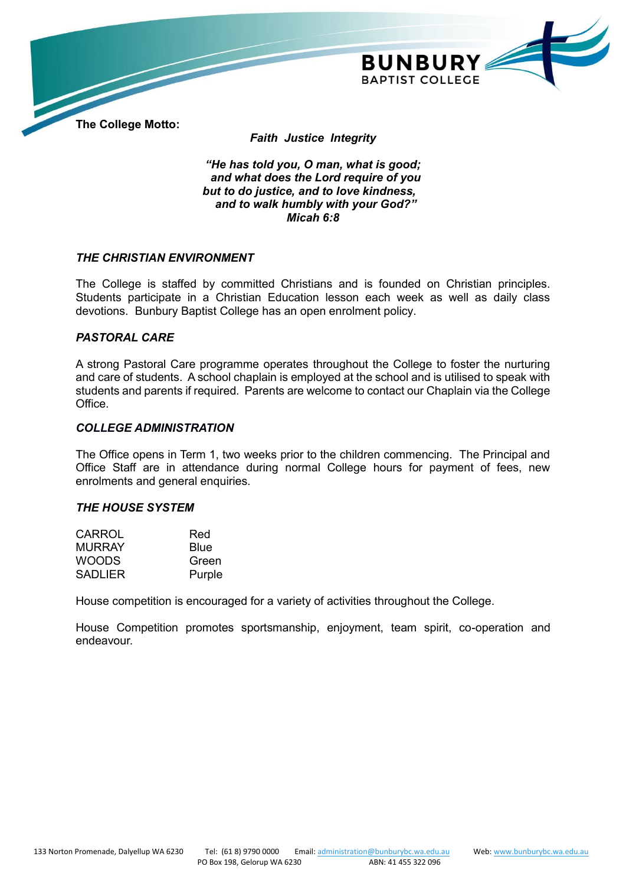**The College Motto:**

***Faith Justice Integrity***

***"He has told you, O man, what is good;***
***and what does the Lord require of you***
***but to do justice, and to love kindness,***
***and to walk humbly with your God?"***
***Micah 6:8***

## *THE CHRISTIAN ENVIRONMENT*

The College is staffed by committed Christians and is founded on Christian principles. Students participate in a Christian Education lesson each week as well as daily class devotions. Bunbury Baptist College has an open enrolment policy.

## *PASTORAL CARE*

A strong Pastoral Care programme operates throughout the College to foster the nurturing and care of students. A school chaplain is employed at the school and is utilised to speak with students and parents if required. Parents are welcome to contact our Chaplain via the College Office.

## *COLLEGE ADMINISTRATION*

The Office opens in Term 1, two weeks prior to the children commencing. The Principal and Office Staff are in attendance during normal College hours for payment of fees, new enrolments and general enquiries.

## *THE HOUSE SYSTEM*

| | |
|---|---|
| CARROL | Red |
| MURRAY | Blue |
| WOODS | Green |
| SADLIER | Purple |

House competition is encouraged for a variety of activities throughout the College.

House Competition promotes sportsmanship, enjoyment, team spirit, co-operation and endeavour.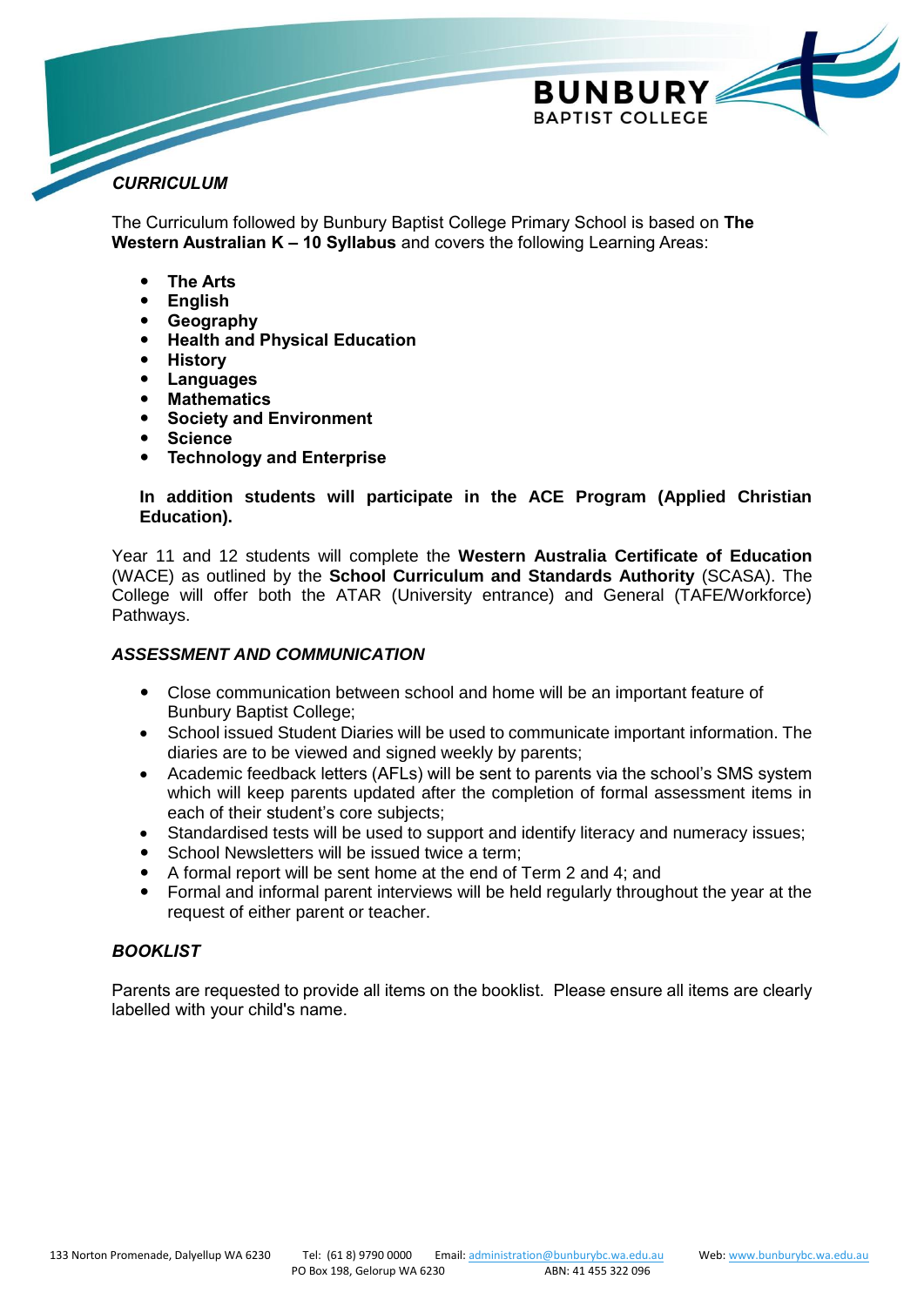## *CURRICULUM*

The Curriculum followed by Bunbury Baptist College Primary School is based on **The Western Australian K – 10 Syllabus** and covers the following Learning Areas:

- **The Arts**
- **English**
- **Geography**
- **Health and Physical Education**
- **History**
- **Languages**
- **Mathematics**
- **Society and Environment**
- **Science**
- **Technology and Enterprise**

**In addition students will participate in the ACE Program (Applied Christian Education).**

Year 11 and 12 students will complete the **Western Australia Certificate of Education** (WACE) as outlined by the **School Curriculum and Standards Authority** (SCASA). The College will offer both the ATAR (University entrance) and General (TAFE/Workforce) Pathways.

## *ASSESSMENT AND COMMUNICATION*

- Close communication between school and home will be an important feature of Bunbury Baptist College;
- School issued Student Diaries will be used to communicate important information. The diaries are to be viewed and signed weekly by parents;
- Academic feedback letters (AFLs) will be sent to parents via the school's SMS system which will keep parents updated after the completion of formal assessment items in each of their student's core subjects;
- Standardised tests will be used to support and identify literacy and numeracy issues;
- School Newsletters will be issued twice a term;
- A formal report will be sent home at the end of Term 2 and 4; and
- Formal and informal parent interviews will be held regularly throughout the year at the request of either parent or teacher.

## *BOOKLIST*

Parents are requested to provide all items on the booklist. Please ensure all items are clearly labelled with your child's name.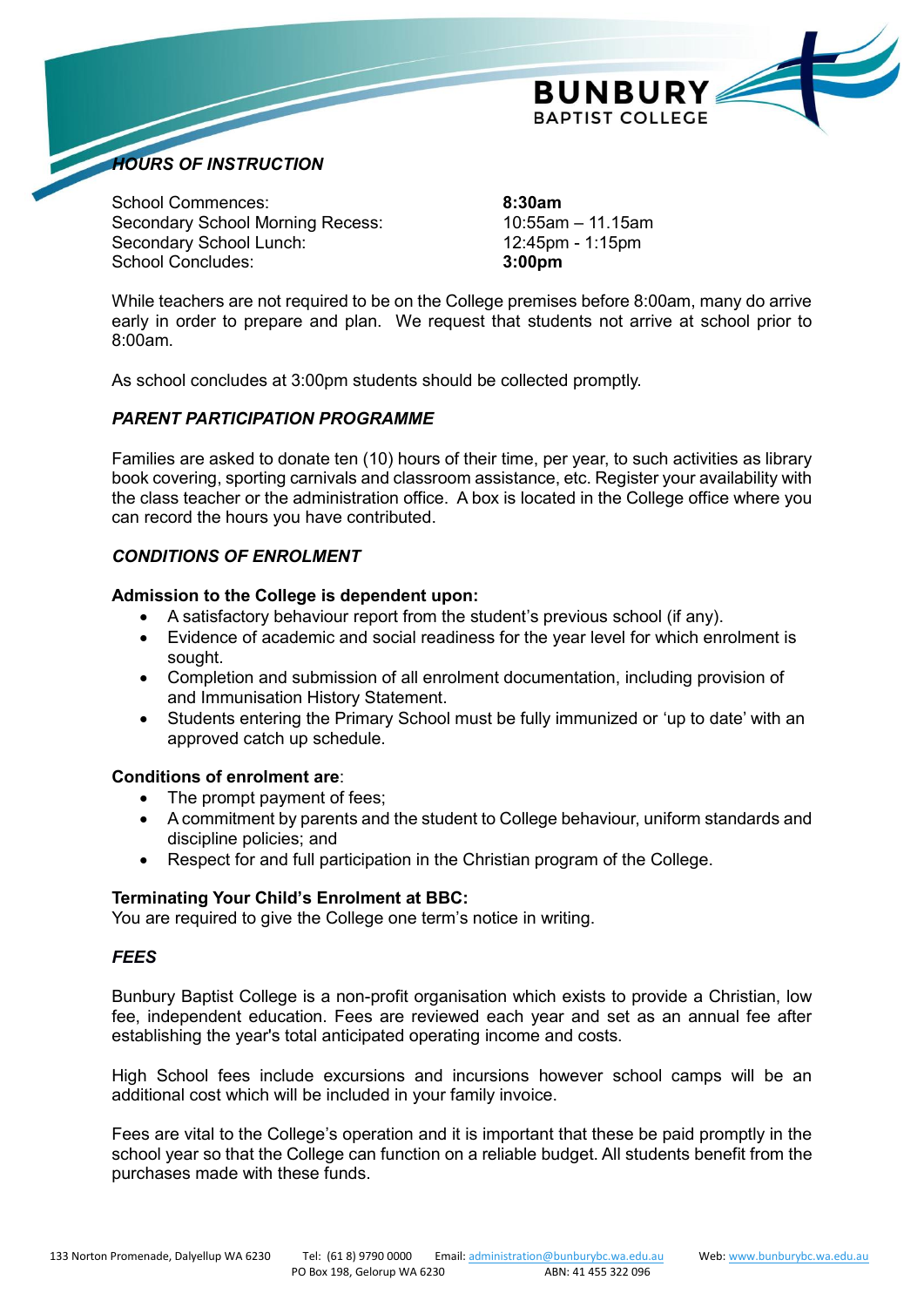## *HOURS OF INSTRUCTION*

| | |
|---|---|
| School Commences: | **8:30am** |
| Secondary School Morning Recess: | 10:55am – 11.15am |
| Secondary School Lunch: | 12:45pm - 1:15pm |
| School Concludes: | **3:00pm** |

While teachers are not required to be on the College premises before 8:00am, many do arrive early in order to prepare and plan. We request that students not arrive at school prior to 8:00am.

As school concludes at 3:00pm students should be collected promptly.

## *PARENT PARTICIPATION PROGRAMME*

Families are asked to donate ten (10) hours of their time, per year, to such activities as library book covering, sporting carnivals and classroom assistance, etc. Register your availability with the class teacher or the administration office. A box is located in the College office where you can record the hours you have contributed.

## *CONDITIONS OF ENROLMENT*

**Admission to the College is dependent upon:**

- A satisfactory behaviour report from the student's previous school (if any).
- Evidence of academic and social readiness for the year level for which enrolment is sought.
- Completion and submission of all enrolment documentation, including provision of and Immunisation History Statement.
- Students entering the Primary School must be fully immunized or 'up to date' with an approved catch up schedule.

**Conditions of enrolment are**:

- The prompt payment of fees;
- A commitment by parents and the student to College behaviour, uniform standards and discipline policies; and
- Respect for and full participation in the Christian program of the College.

**Terminating Your Child's Enrolment at BBC:**
You are required to give the College one term's notice in writing.

## *FEES*

Bunbury Baptist College is a non-profit organisation which exists to provide a Christian, low fee, independent education. Fees are reviewed each year and set as an annual fee after establishing the year's total anticipated operating income and costs.

High School fees include excursions and incursions however school camps will be an additional cost which will be included in your family invoice.

Fees are vital to the College's operation and it is important that these be paid promptly in the school year so that the College can function on a reliable budget. All students benefit from the purchases made with these funds.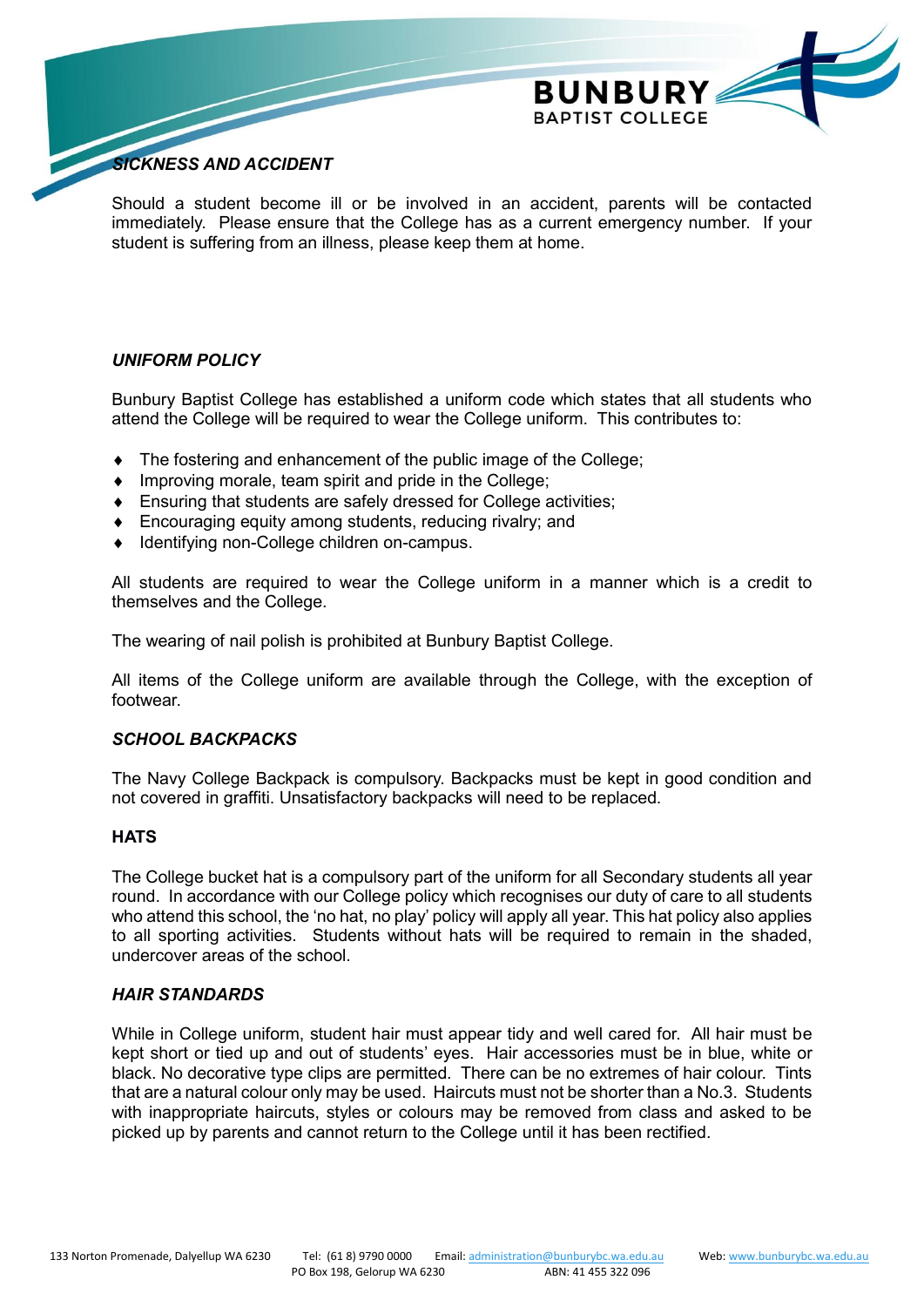## *SICKNESS AND ACCIDENT*

Should a student become ill or be involved in an accident, parents will be contacted immediately. Please ensure that the College has as a current emergency number. If your student is suffering from an illness, please keep them at home.

## *UNIFORM POLICY*

Bunbury Baptist College has established a uniform code which states that all students who attend the College will be required to wear the College uniform. This contributes to:

- The fostering and enhancement of the public image of the College;
- Improving morale, team spirit and pride in the College;
- Ensuring that students are safely dressed for College activities;
- Encouraging equity among students, reducing rivalry; and
- Identifying non-College children on-campus.

All students are required to wear the College uniform in a manner which is a credit to themselves and the College.

The wearing of nail polish is prohibited at Bunbury Baptist College.

All items of the College uniform are available through the College, with the exception of footwear.

### *SCHOOL BACKPACKS*

The Navy College Backpack is compulsory. Backpacks must be kept in good condition and not covered in graffiti. Unsatisfactory backpacks will need to be replaced.

### **HATS**

The College bucket hat is a compulsory part of the uniform for all Secondary students all year round. In accordance with our College policy which recognises our duty of care to all students who attend this school, the 'no hat, no play' policy will apply all year. This hat policy also applies to all sporting activities. Students without hats will be required to remain in the shaded, undercover areas of the school.

### *HAIR STANDARDS*

While in College uniform, student hair must appear tidy and well cared for. All hair must be kept short or tied up and out of students' eyes. Hair accessories must be in blue, white or black. No decorative type clips are permitted. There can be no extremes of hair colour. Tints that are a natural colour only may be used. Haircuts must not be shorter than a No.3. Students with inappropriate haircuts, styles or colours may be removed from class and asked to be picked up by parents and cannot return to the College until it has been rectified.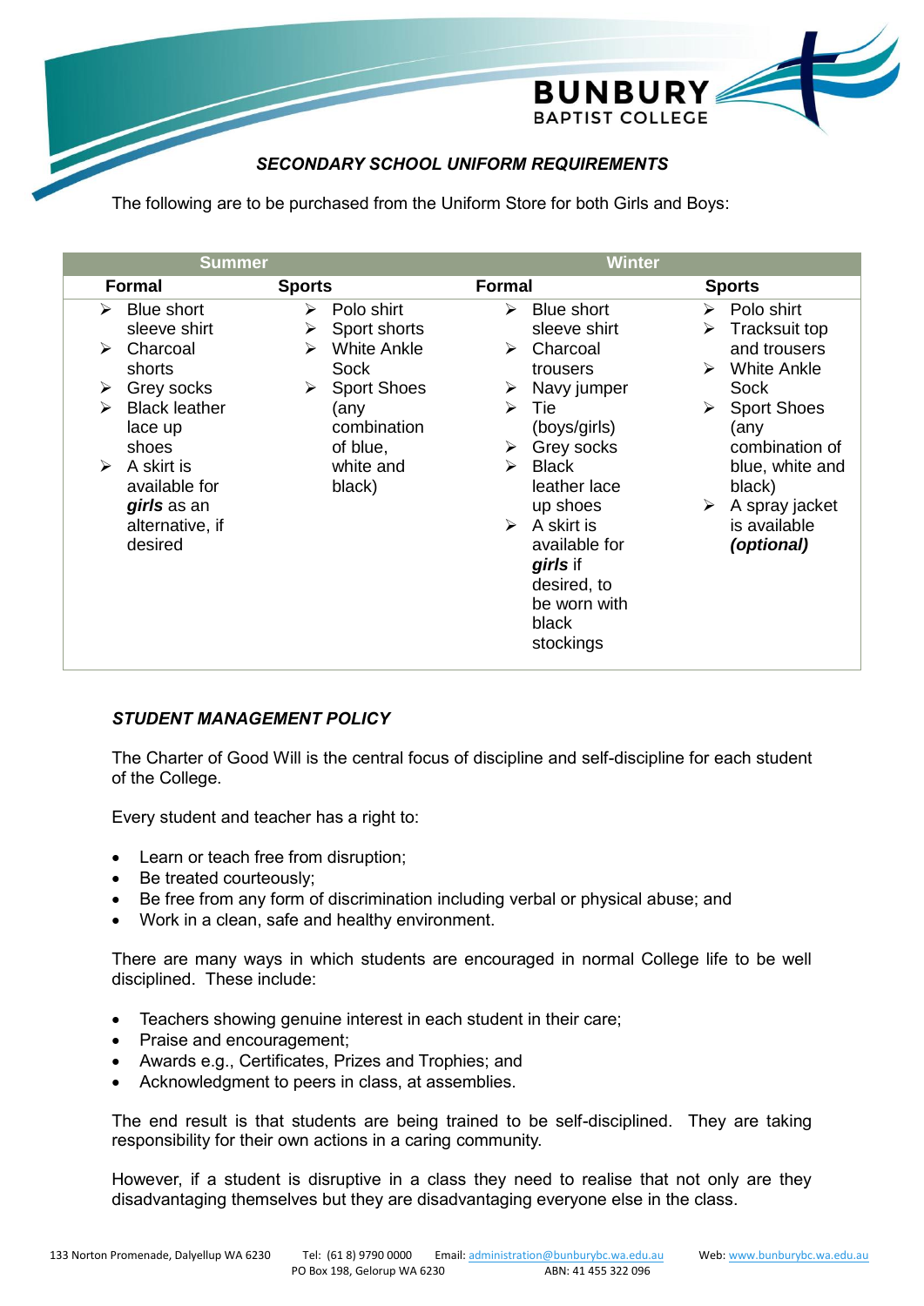## SECONDARY SCHOOL UNIFORM REQUIREMENTS

The following are to be purchased from the Uniform Store for both Girls and Boys:

| Summer | | Winter | |
|---|---|---|---|
| **Formal** | **Sports** | **Formal** | **Sports** |
| ➢ Blue short sleeve shirt<br>➢ Charcoal shorts<br>➢ Grey socks<br>➢ Black leather lace up shoes<br>➢ A skirt is available for ***girls*** as an alternative, if desired | ➢ Polo shirt<br>➢ Sport shorts<br>➢ White Ankle Sock<br>➢ Sport Shoes (any combination of blue, white and black) | ➢ Blue short sleeve shirt<br>➢ Charcoal trousers<br>➢ Navy jumper<br>➢ Tie (boys/girls)<br>➢ Grey socks<br>➢ Black leather lace up shoes<br>➢ A skirt is available for ***girls*** if desired, to be worn with black stockings | ➢ Polo shirt<br>➢ Tracksuit top and trousers<br>➢ White Ankle Sock<br>➢ Sport Shoes (any combination of blue, white and black)<br>➢ A spray jacket is available ***(optional)*** |

## STUDENT MANAGEMENT POLICY

The Charter of Good Will is the central focus of discipline and self-discipline for each student of the College.

Every student and teacher has a right to:

- Learn or teach free from disruption;
- Be treated courteously;
- Be free from any form of discrimination including verbal or physical abuse; and
- Work in a clean, safe and healthy environment.

There are many ways in which students are encouraged in normal College life to be well disciplined. These include:

- Teachers showing genuine interest in each student in their care;
- Praise and encouragement;
- Awards e.g., Certificates, Prizes and Trophies; and
- Acknowledgment to peers in class, at assemblies.

The end result is that students are being trained to be self-disciplined. They are taking responsibility for their own actions in a caring community.

However, if a student is disruptive in a class they need to realise that not only are they disadvantaging themselves but they are disadvantaging everyone else in the class.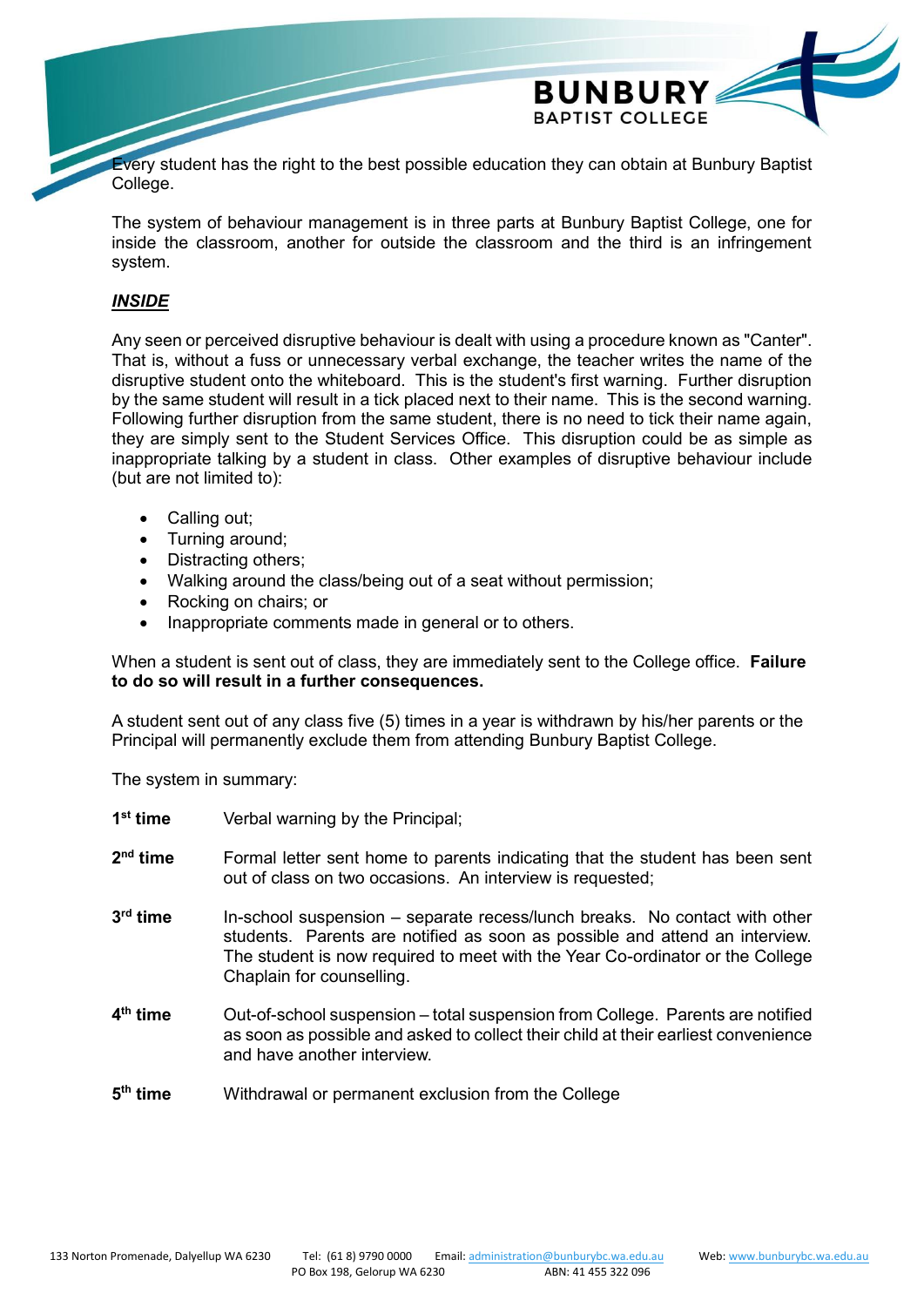Every student has the right to the best possible education they can obtain at Bunbury Baptist College.

The system of behaviour management is in three parts at Bunbury Baptist College, one for inside the classroom, another for outside the classroom and the third is an infringement system.

***INSIDE***

Any seen or perceived disruptive behaviour is dealt with using a procedure known as "Canter". That is, without a fuss or unnecessary verbal exchange, the teacher writes the name of the disruptive student onto the whiteboard. This is the student's first warning. Further disruption by the same student will result in a tick placed next to their name. This is the second warning. Following further disruption from the same student, there is no need to tick their name again, they are simply sent to the Student Services Office. This disruption could be as simple as inappropriate talking by a student in class. Other examples of disruptive behaviour include (but are not limited to):

- Calling out;
- Turning around;
- Distracting others;
- Walking around the class/being out of a seat without permission;
- Rocking on chairs; or
- Inappropriate comments made in general or to others.

When a student is sent out of class, they are immediately sent to the College office. **Failure to do so will result in a further consequences.**

A student sent out of any class five (5) times in a year is withdrawn by his/her parents or the Principal will permanently exclude them from attending Bunbury Baptist College.

The system in summary:

**1st time** Verbal warning by the Principal;

**2nd time** Formal letter sent home to parents indicating that the student has been sent out of class on two occasions. An interview is requested;

**3rd time** In-school suspension – separate recess/lunch breaks. No contact with other students. Parents are notified as soon as possible and attend an interview. The student is now required to meet with the Year Co-ordinator or the College Chaplain for counselling.

**4th time** Out-of-school suspension – total suspension from College. Parents are notified as soon as possible and asked to collect their child at their earliest convenience and have another interview.

**5th time** Withdrawal or permanent exclusion from the College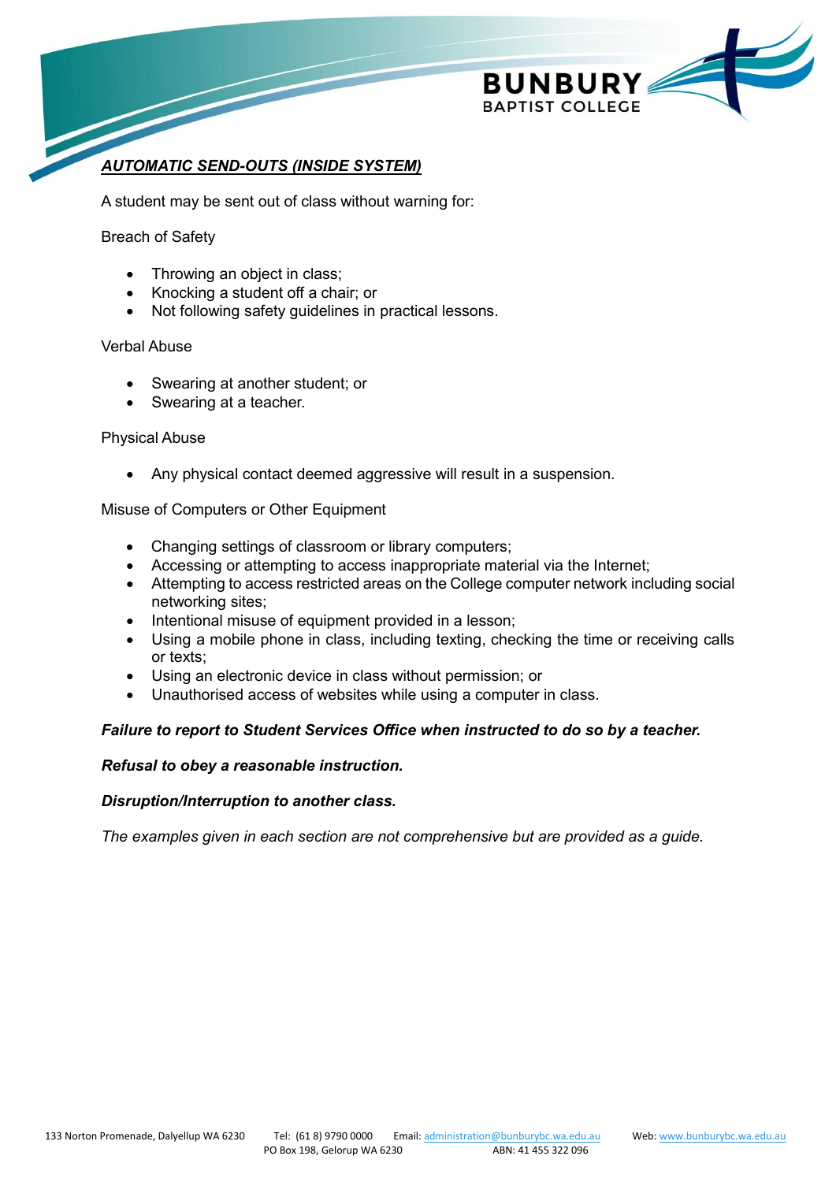## ***<u>AUTOMATIC SEND-OUTS (INSIDE SYSTEM)</u>***

A student may be sent out of class without warning for:

Breach of Safety

- Throwing an object in class;
- Knocking a student off a chair; or
- Not following safety guidelines in practical lessons.

Verbal Abuse

- Swearing at another student; or
- Swearing at a teacher.

Physical Abuse

- Any physical contact deemed aggressive will result in a suspension.

Misuse of Computers or Other Equipment

- Changing settings of classroom or library computers;
- Accessing or attempting to access inappropriate material via the Internet;
- Attempting to access restricted areas on the College computer network including social networking sites;
- Intentional misuse of equipment provided in a lesson;
- Using a mobile phone in class, including texting, checking the time or receiving calls or texts;
- Using an electronic device in class without permission; or
- Unauthorised access of websites while using a computer in class.

***Failure to report to Student Services Office when instructed to do so by a teacher.***

***Refusal to obey a reasonable instruction.***

***Disruption/Interruption to another class.***

*The examples given in each section are not comprehensive but are provided as a guide.*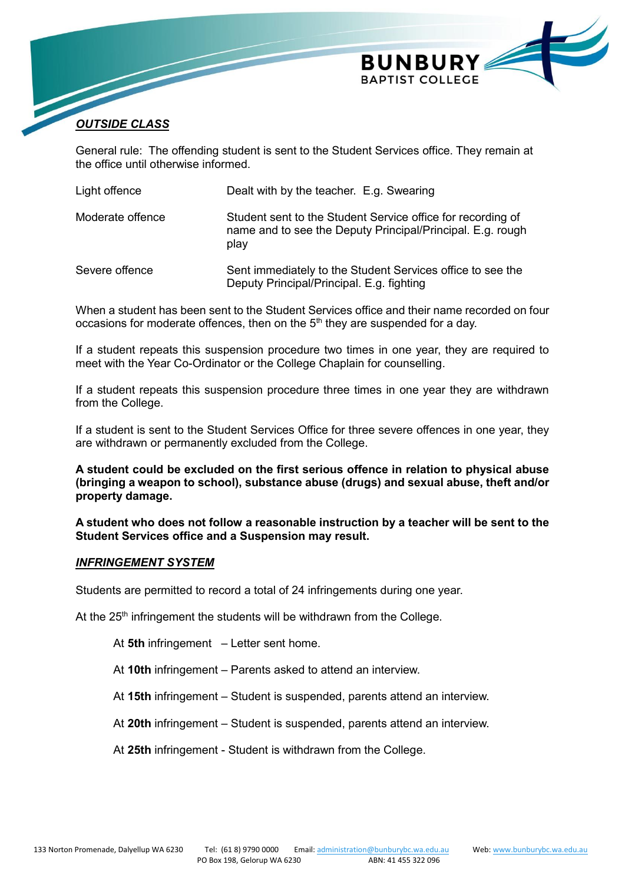## ***OUTSIDE CLASS***

General rule: The offending student is sent to the Student Services office. They remain at the office until otherwise informed.

| | |
|---|---|
| Light offence | Dealt with by the teacher. E.g. Swearing |
| Moderate offence | Student sent to the Student Service office for recording of name and to see the Deputy Principal/Principal. E.g. rough play |
| Severe offence | Sent immediately to the Student Services office to see the Deputy Principal/Principal. E.g. fighting |

When a student has been sent to the Student Services office and their name recorded on four occasions for moderate offences, then on the 5th they are suspended for a day.

If a student repeats this suspension procedure two times in one year, they are required to meet with the Year Co-Ordinator or the College Chaplain for counselling.

If a student repeats this suspension procedure three times in one year they are withdrawn from the College.

If a student is sent to the Student Services Office for three severe offences in one year, they are withdrawn or permanently excluded from the College.

**A student could be excluded on the first serious offence in relation to physical abuse (bringing a weapon to school), substance abuse (drugs) and sexual abuse, theft and/or property damage.**

**A student who does not follow a reasonable instruction by a teacher will be sent to the Student Services office and a Suspension may result.**

## ***INFRINGEMENT SYSTEM***

Students are permitted to record a total of 24 infringements during one year.

At the 25th infringement the students will be withdrawn from the College.

At **5th** infringement – Letter sent home.

At **10th** infringement – Parents asked to attend an interview.

At **15th** infringement – Student is suspended, parents attend an interview.

At **20th** infringement – Student is suspended, parents attend an interview.

At **25th** infringement - Student is withdrawn from the College.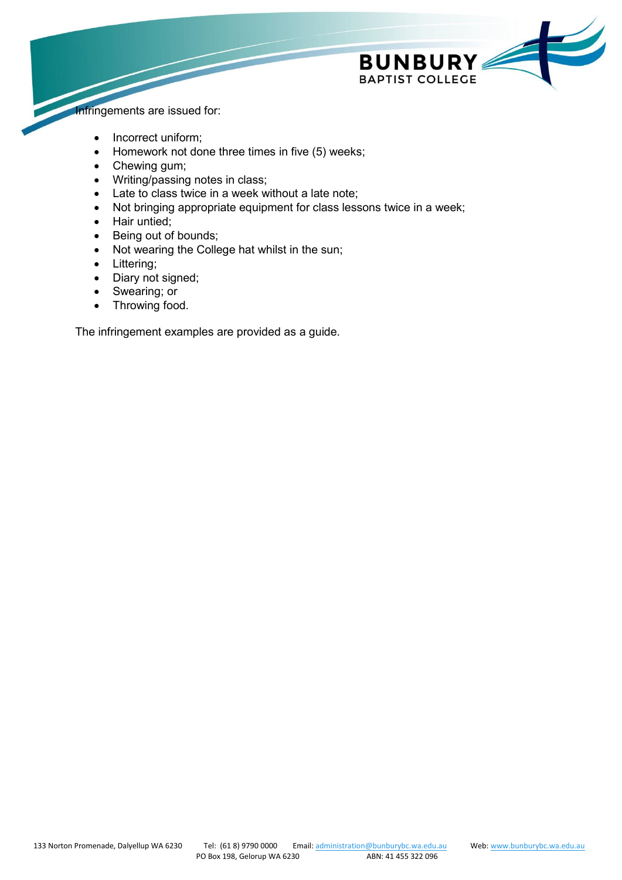Infringements are issued for:

- Incorrect uniform;
- Homework not done three times in five (5) weeks;
- Chewing gum;
- Writing/passing notes in class;
- Late to class twice in a week without a late note;
- Not bringing appropriate equipment for class lessons twice in a week;
- Hair untied;
- Being out of bounds;
- Not wearing the College hat whilst in the sun;
- Littering;
- Diary not signed;
- Swearing; or
- Throwing food.

The infringement examples are provided as a guide.